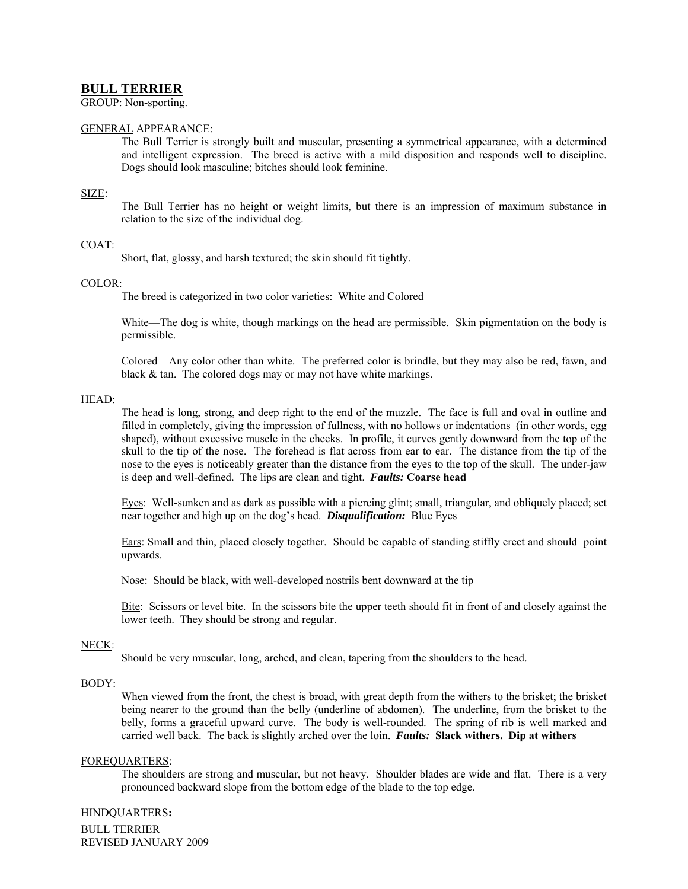# BULL TERRIER

GROUP: Non-sporting.

GENERAL APPEARANCE:

The Bull Terrier is strongly built and muscular, presenting a symmetrical appearance, with a determined and intelligent expression. The breed is active with a mild disposition and responds well to discipline. Dogs should look masculine; bitches should look feminine.

SIZE:

The Bull Terrier has no height or weight limits, but there is an impression of maximum substance in relation to the size of the individual dog.

COAT:

Short, flat, glossy, and harsh textured; the skin should fit tightly.

COLOR:

The breed is categorized in two color varieties: White and Colored

White—The dog is white, though markings on the head are permissible. Skin pigmentation on the body is permissible.

Colored—Any color other than white. The preferred color is brindle, but they may also be red, fawn, and black & tan. The colored dogs may or may not have white markings.

HEAD:

The head is long, strong, and deep right to the end of the muzzle. The face is full and oval in outline and filled in completely, giving the impression of fullness, with no hollows or indentations (in other words, egg shaped), without excessive muscle in the cheeks. In profile, it curves gently downward from the top of the skull to the tip of the nose. The forehead is flat across from ear to ear. The distance from the tip of the nose to the eyes is noticeably greater than the distance from the eyes to the top of the skull. The under-jaw is deep and well-defined. The lips are clean and tight. ***Faults:*** **Coarse head**

Eyes: Well-sunken and as dark as possible with a piercing glint; small, triangular, and obliquely placed; set near together and high up on the dog's head. ***Disqualification:*** Blue Eyes

Ears: Small and thin, placed closely together. Should be capable of standing stiffly erect and should point upwards.

Nose: Should be black, with well-developed nostrils bent downward at the tip

Bite: Scissors or level bite. In the scissors bite the upper teeth should fit in front of and closely against the lower teeth. They should be strong and regular.

NECK:

Should be very muscular, long, arched, and clean, tapering from the shoulders to the head.

BODY:

When viewed from the front, the chest is broad, with great depth from the withers to the brisket; the brisket being nearer to the ground than the belly (underline of abdomen). The underline, from the brisket to the belly, forms a graceful upward curve. The body is well-rounded. The spring of rib is well marked and carried well back. The back is slightly arched over the loin. ***Faults:*** **Slack withers. Dip at withers**

FOREQUARTERS:

The shoulders are strong and muscular, but not heavy. Shoulder blades are wide and flat. There is a very pronounced backward slope from the bottom edge of the blade to the top edge.

HINDQUARTERS**:**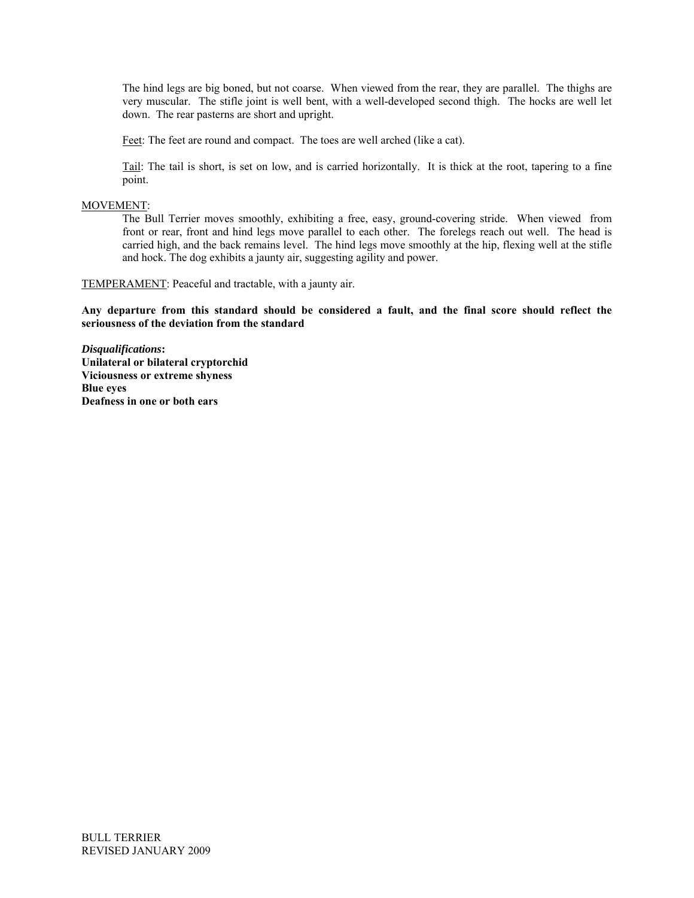The hind legs are big boned, but not coarse. When viewed from the rear, they are parallel. The thighs are very muscular. The stifle joint is well bent, with a well-developed second thigh. The hocks are well let down. The rear pasterns are short and upright.

Feet: The feet are round and compact. The toes are well arched (like a cat).

Tail: The tail is short, is set on low, and is carried horizontally. It is thick at the root, tapering to a fine point.

MOVEMENT:

The Bull Terrier moves smoothly, exhibiting a free, easy, ground-covering stride. When viewed from front or rear, front and hind legs move parallel to each other. The forelegs reach out well. The head is carried high, and the back remains level. The hind legs move smoothly at the hip, flexing well at the stifle and hock. The dog exhibits a jaunty air, suggesting agility and power.

TEMPERAMENT: Peaceful and tractable, with a jaunty air.

**Any departure from this standard should be considered a fault, and the final score should reflect the seriousness of the deviation from the standard**

***Disqualifications*:**

**Unilateral or bilateral cryptorchid**
**Viciousness or extreme shyness**
**Blue eyes**
**Deafness in one or both ears**

BULL TERRIER
REVISED JANUARY 2009